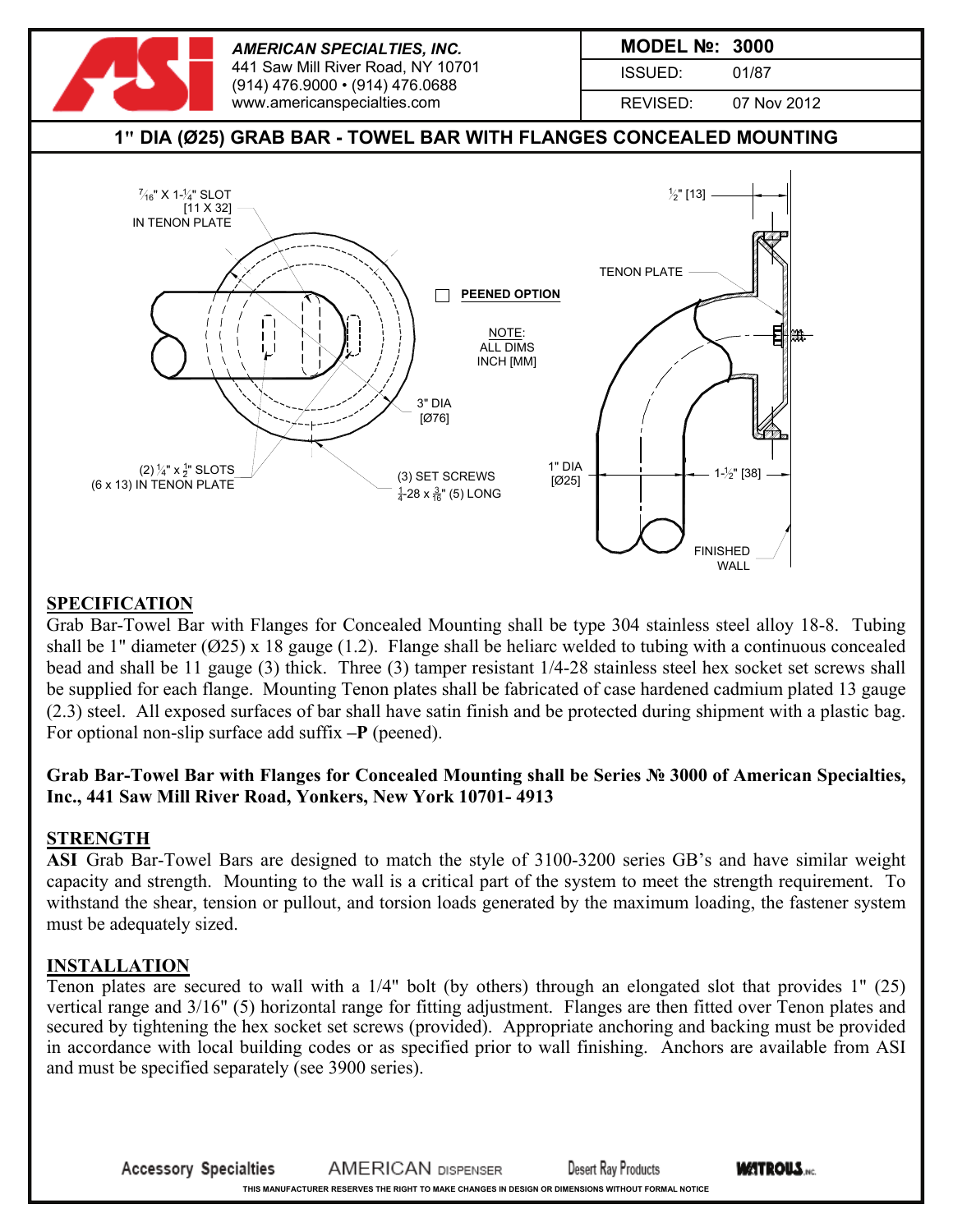**AMERICAN SPECIALTIES, INC.**
441 Saw Mill River Road, NY 10701
(914) 476.9000 • (914) 476.0688
www.americanspecialties.com

| **MODEL №:** | **3000** |
|---|---|
| ISSUED: | 01/87 |
| REVISED: | 07 Nov 2012 |

## 1" DIA (Ø25) GRAB BAR - TOWEL BAR WITH FLANGES CONCEALED MOUNTING

7/16" X 1-1/4" SLOT [11 X 32] IN TENON PLATE

(2) 1/4" x 1/2" SLOTS (6 x 13) IN TENON PLATE

3" DIA [Ø76]

(3) SET SCREWS 1/4-28 x 3/16" (5) LONG

☐ PEENED OPTION

NOTE: ALL DIMS INCH [MM]

1/2" [13]

TENON PLATE

1" DIA [Ø25]

1-1/2" [38]

FINISHED WALL

## SPECIFICATION

Grab Bar-Towel Bar with Flanges for Concealed Mounting shall be type 304 stainless steel alloy 18-8. Tubing shall be 1" diameter (Ø25) x 18 gauge (1.2). Flange shall be heliarc welded to tubing with a continuous concealed bead and shall be 11 gauge (3) thick. Three (3) tamper resistant 1/4-28 stainless steel hex socket set screws shall be supplied for each flange. Mounting Tenon plates shall be fabricated of case hardened cadmium plated 13 gauge (2.3) steel. All exposed surfaces of bar shall have satin finish and be protected during shipment with a plastic bag. For optional non-slip surface add suffix **–P** (peened).

**Grab Bar-Towel Bar with Flanges for Concealed Mounting shall be Series № 3000 of American Specialties, Inc., 441 Saw Mill River Road, Yonkers, New York 10701- 4913**

## STRENGTH

**ASI** Grab Bar-Towel Bars are designed to match the style of 3100-3200 series GB's and have similar weight capacity and strength. Mounting to the wall is a critical part of the system to meet the strength requirement. To withstand the shear, tension or pullout, and torsion loads generated by the maximum loading, the fastener system must be adequately sized.

## INSTALLATION

Tenon plates are secured to wall with a 1/4" bolt (by others) through an elongated slot that provides 1" (25) vertical range and 3/16" (5) horizontal range for fitting adjustment. Flanges are then fitted over Tenon plates and secured by tightening the hex socket set screws (provided). Appropriate anchoring and backing must be provided in accordance with local building codes or as specified prior to wall finishing. Anchors are available from ASI and must be specified separately (see 3900 series).

Accessory Specialties   AMERICAN DISPENSER   Desert Ray Products   WATROUS INC.

THIS MANUFACTURER RESERVES THE RIGHT TO MAKE CHANGES IN DESIGN OR DIMENSIONS WITHOUT FORMAL NOTICE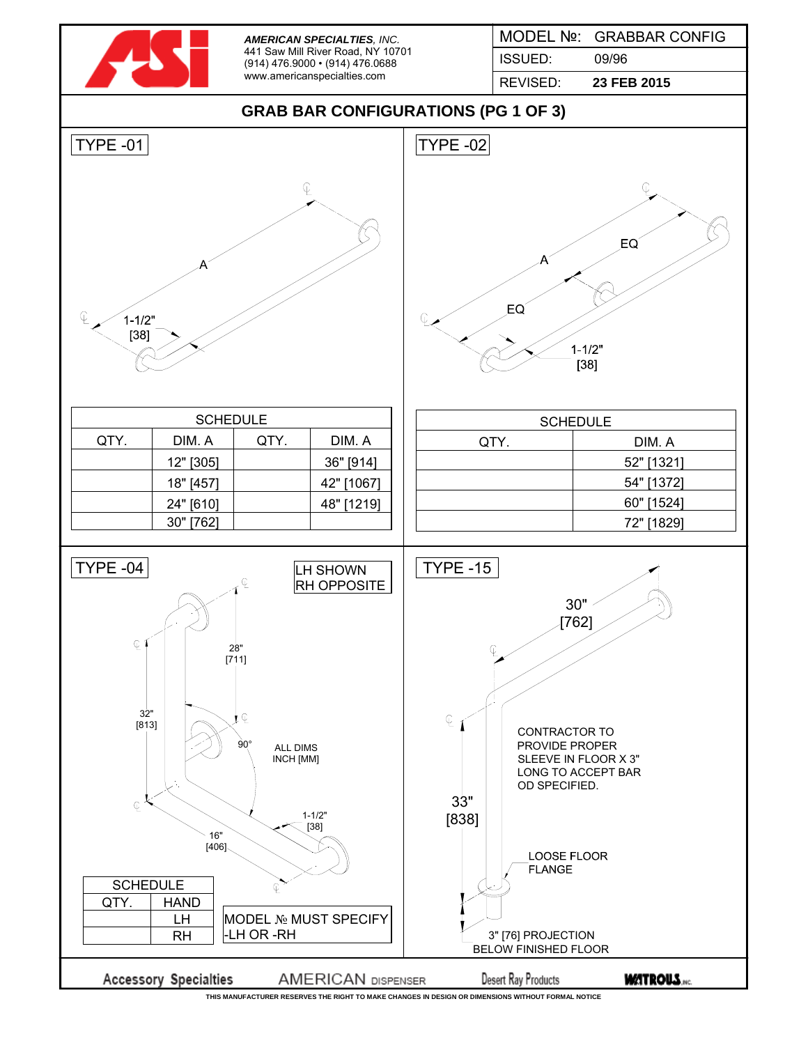**AMERICAN SPECIALTIES**, *INC.*
441 Saw Mill River Road, NY 10701
(914) 476.9000 • (914) 476.0688
www.americanspecialties.com

| MODEL №: | GRABBAR CONFIG |
|---|---|
| ISSUED: | 09/96 |
| REVISED: | **23 FEB 2015** |

## GRAB BAR CONFIGURATIONS (PG 1 OF 3)

### TYPE -01

A

1-1/2" [38]

| SCHEDULE | | | |
|---|---|---|---|
| QTY. | DIM. A | QTY. | DIM. A |
| | 12" [305] | | 36" [914] |
| | 18" [457] | | 42" [1067] |
| | 24" [610] | | 48" [1219] |
| | 30" [762] | | |

### TYPE -02

A

EQ

EQ

1-1/2" [38]

| SCHEDULE | |
|---|---|
| QTY. | DIM. A |
| | 52" [1321] |
| | 54" [1372] |
| | 60" [1524] |
| | 72" [1829] |

### TYPE -04

LH SHOWN
RH OPPOSITE

28" [711]

32" [813]

90°

ALL DIMS INCH [MM]

1-1/2" [38]

16" [406]

| SCHEDULE | |
|---|---|
| QTY. | HAND |
| | LH |
| | RH |

MODEL № MUST SPECIFY -LH OR -RH

### TYPE -15

30" [762]

33" [838]

CONTRACTOR TO PROVIDE PROPER SLEEVE IN FLOOR X 3" LONG TO ACCEPT BAR OD SPECIFIED.

LOOSE FLOOR FLANGE

3" [76] PROJECTION BELOW FINISHED FLOOR

Accessory Specialties AMERICAN DISPENSER Desert Ray Products WATROUS INC.

THIS MANUFACTURER RESERVES THE RIGHT TO MAKE CHANGES IN DESIGN OR DIMENSIONS WITHOUT FORMAL NOTICE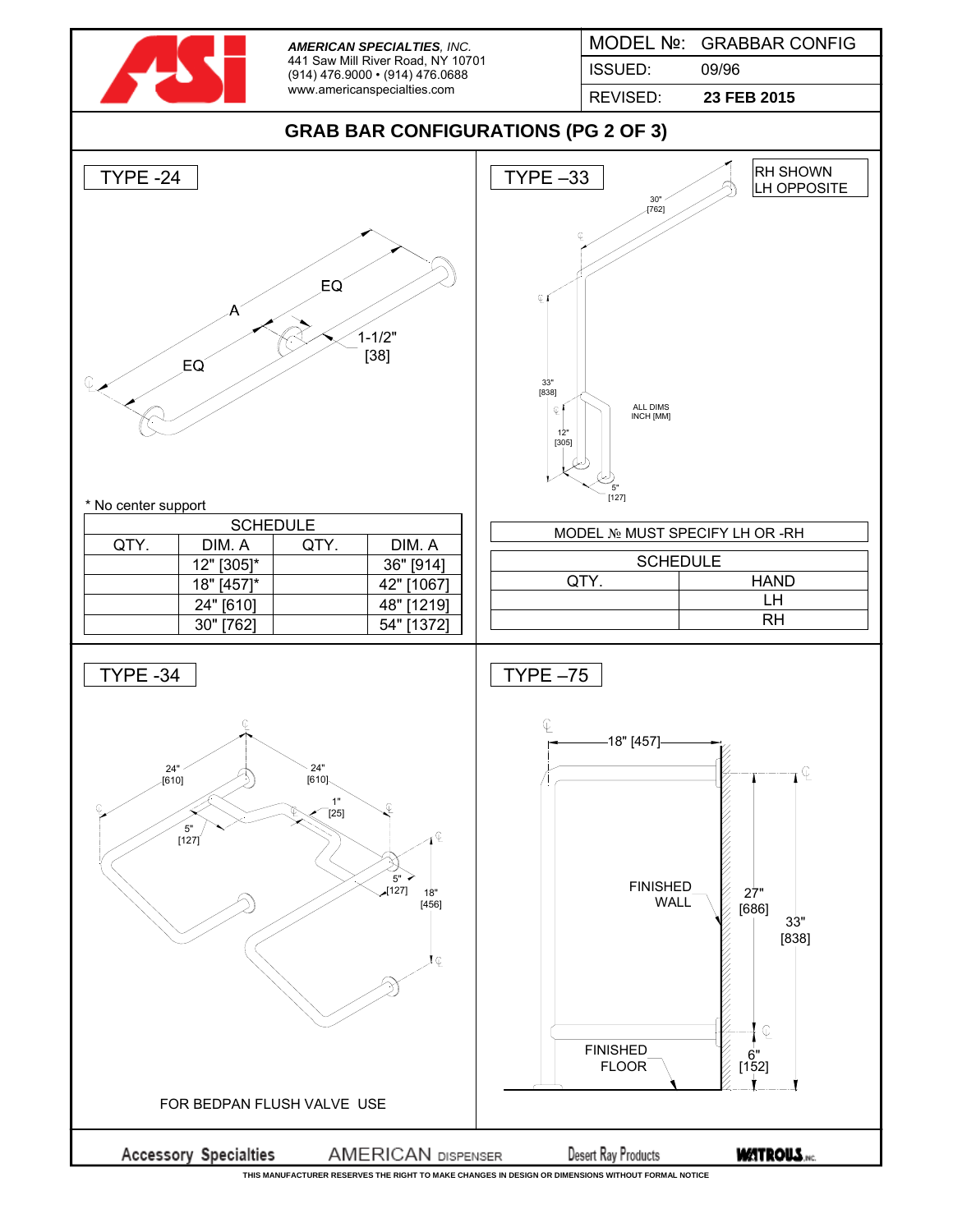**AMERICAN SPECIALTIES, INC.**
441 Saw Mill River Road, NY 10701
(914) 476.9000 • (914) 476.0688
www.americanspecialties.com

| MODEL №: | GRABBAR CONFIG |
|---|---|
| ISSUED: | 09/96 |
| REVISED: | 23 FEB 2015 |

# GRAB BAR CONFIGURATIONS (PG 2 OF 3)

## TYPE -24

A
EQ
EQ
1-1/2" [38]

* No center support

| SCHEDULE | | | |
|---|---|---|---|
| QTY. | DIM. A | QTY. | DIM. A |
| | 12" [305]* | | 36" [914] |
| | 18" [457]* | | 42" [1067] |
| | 24" [610] | | 48" [1219] |
| | 30" [762] | | 54" [1372] |

## TYPE –33

RH SHOWN
LH OPPOSITE

30" [762]
33" [838]
12" [305]
5" [127]
ALL DIMS INCH [MM]

MODEL № MUST SPECIFY LH OR -RH

| SCHEDULE | |
|---|---|
| QTY. | HAND |
| | LH |
| | RH |

## TYPE -34

24" [610]
24" [610]
1" [25]
5" [127]
5" [127]
18" [456]

FOR BEDPAN FLUSH VALVE USE

## TYPE –75

18" [457]
FINISHED WALL
27" [686]
33" [838]
FINISHED FLOOR
6" [152]

Accessory Specialties | AMERICAN DISPENSER | Desert Ray Products | WATROUS INC.

THIS MANUFACTURER RESERVES THE RIGHT TO MAKE CHANGES IN DESIGN OR DIMENSIONS WITHOUT FORMAL NOTICE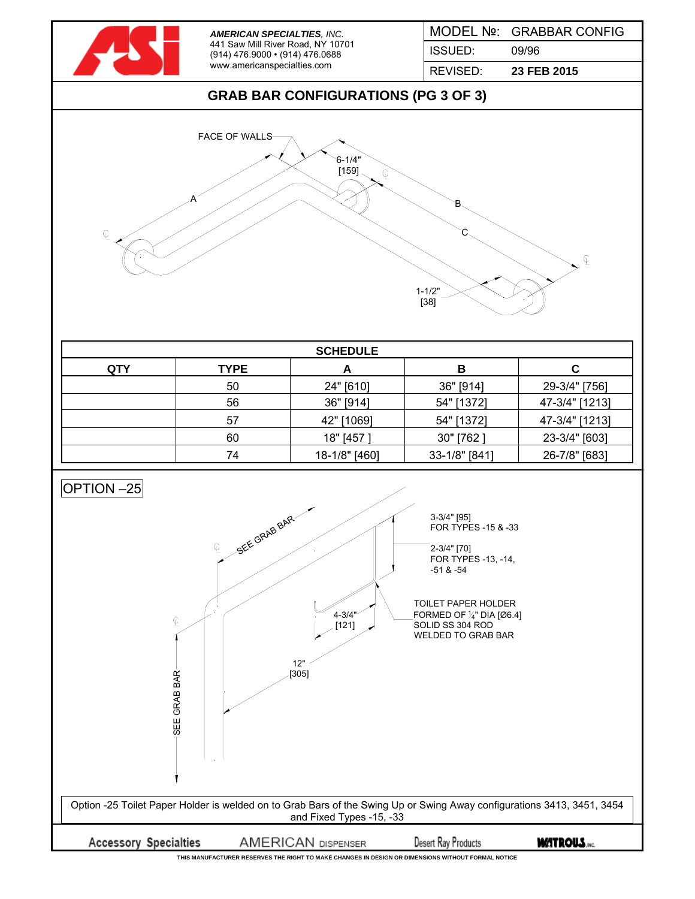AMERICAN SPECIALTIES, INC.
441 Saw Mill River Road, NY 10701
(914) 476.9000 • (914) 476.0688
www.americanspecialties.com

| | |
|---|---|
| MODEL №: | GRABBAR CONFIG |
| ISSUED: | 09/96 |
| REVISED: | 23 FEB 2015 |

## GRAB BAR CONFIGURATIONS (PG 3 OF 3)

FACE OF WALLS

6-1/4"
[159]

A

B

C

1-1/2"
[38]

| SCHEDULE | | | | |
|---|---|---|---|---|
| QTY | TYPE | A | B | C |
| | 50 | 24" [610] | 36" [914] | 29-3/4" [756] |
| | 56 | 36" [914] | 54" [1372] | 47-3/4" [1213] |
| | 57 | 42" [1069] | 54" [1372] | 47-3/4" [1213] |
| | 60 | 18" [457 ] | 30" [762 ] | 23-3/4" [603] |
| | 74 | 18-1/8" [460] | 33-1/8" [841] | 26-7/8" [683] |

## OPTION –25

SEE GRAB BAR

3-3/4" [95]
FOR TYPES -15 & -33

2-3/4" [70]
FOR TYPES -13, -14, -51 & -54

TOILET PAPER HOLDER
FORMED OF ¼" DIA [Ø6.4]
SOLID SS 304 ROD
WELDED TO GRAB BAR

4-3/4"
[121]

12"
[305]

SEE GRAB BAR

Option -25 Toilet Paper Holder is welded on to Grab Bars of the Swing Up or Swing Away configurations 3413, 3451, 3454 and Fixed Types -15, -33

Accessory Specialties AMERICAN DISPENSER Desert Ray Products WATROUS INC.

THIS MANUFACTURER RESERVES THE RIGHT TO MAKE CHANGES IN DESIGN OR DIMENSIONS WITHOUT FORMAL NOTICE